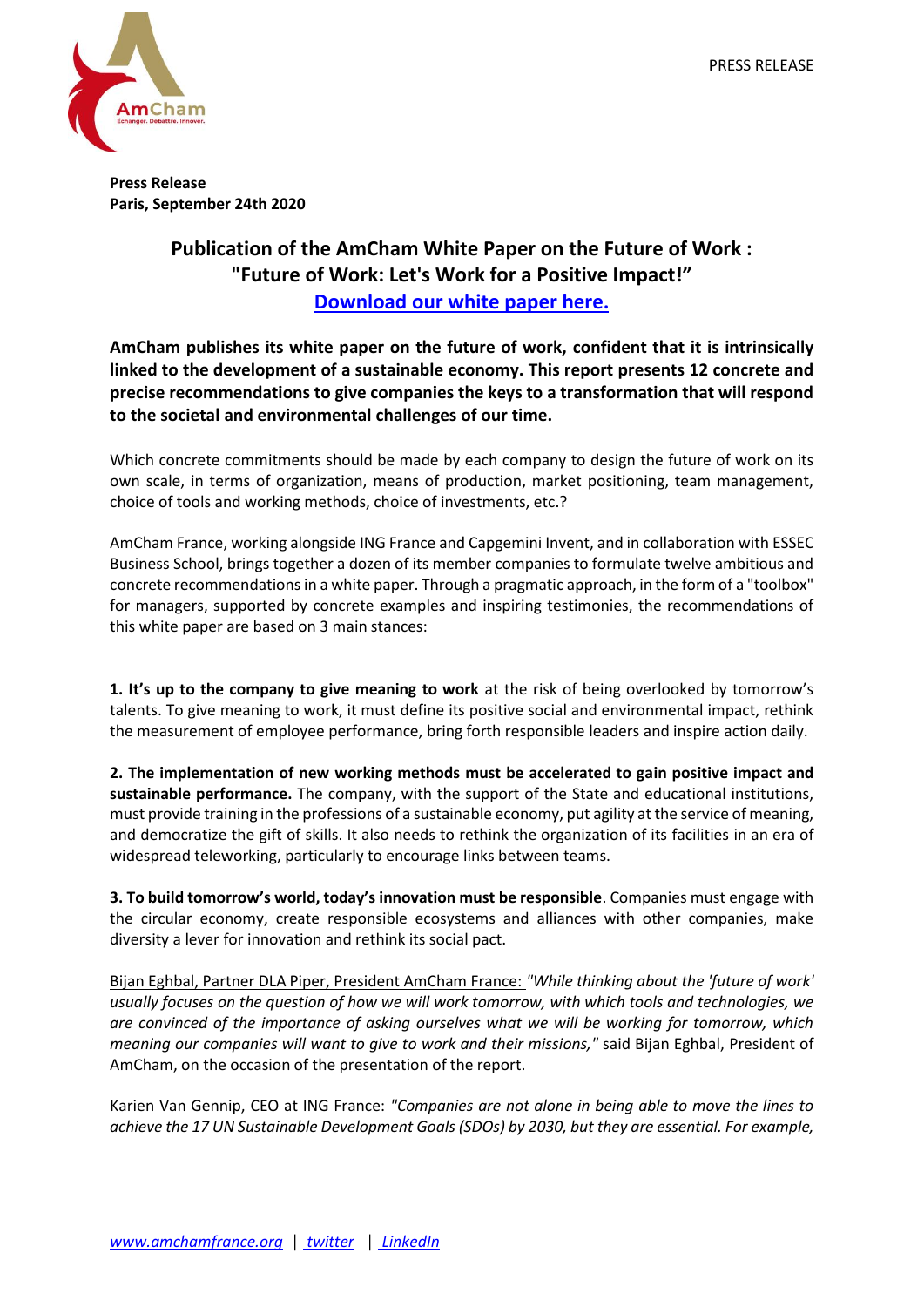PRESS RELEASE

**Press Release**
**Paris, September 24th 2020**

## Publication of the AmCham White Paper on the Future of Work : "Future of Work: Let's Work for a Positive Impact!"

**Download our white paper here.**

**AmCham publishes its white paper on the future of work, confident that it is intrinsically linked to the development of a sustainable economy. This report presents 12 concrete and precise recommendations to give companies the keys to a transformation that will respond to the societal and environmental challenges of our time.**

Which concrete commitments should be made by each company to design the future of work on its own scale, in terms of organization, means of production, market positioning, team management, choice of tools and working methods, choice of investments, etc.?

AmCham France, working alongside ING France and Capgemini Invent, and in collaboration with ESSEC Business School, brings together a dozen of its member companies to formulate twelve ambitious and concrete recommendations in a white paper. Through a pragmatic approach, in the form of a "toolbox" for managers, supported by concrete examples and inspiring testimonies, the recommendations of this white paper are based on 3 main stances:

**1. It's up to the company to give meaning to work** at the risk of being overlooked by tomorrow's talents. To give meaning to work, it must define its positive social and environmental impact, rethink the measurement of employee performance, bring forth responsible leaders and inspire action daily.

**2. The implementation of new working methods must be accelerated to gain positive impact and sustainable performance.** The company, with the support of the State and educational institutions, must provide training in the professions of a sustainable economy, put agility at the service of meaning, and democratize the gift of skills. It also needs to rethink the organization of its facilities in an era of widespread teleworking, particularly to encourage links between teams.

**3. To build tomorrow's world, today's innovation must be responsible**. Companies must engage with the circular economy, create responsible ecosystems and alliances with other companies, make diversity a lever for innovation and rethink its social pact.

Bijan Eghbal, Partner DLA Piper, President AmCham France: *"While thinking about the 'future of work' usually focuses on the question of how we will work tomorrow, with which tools and technologies, we are convinced of the importance of asking ourselves what we will be working for tomorrow, which meaning our companies will want to give to work and their missions,"* said Bijan Eghbal, President of AmCham, on the occasion of the presentation of the report.

Karien Van Gennip, CEO at ING France: *"Companies are not alone in being able to move the lines to achieve the 17 UN Sustainable Development Goals (SDOs) by 2030, but they are essential. For example,*

*www.amchamfrance.org* | *twitter* | *LinkedIn*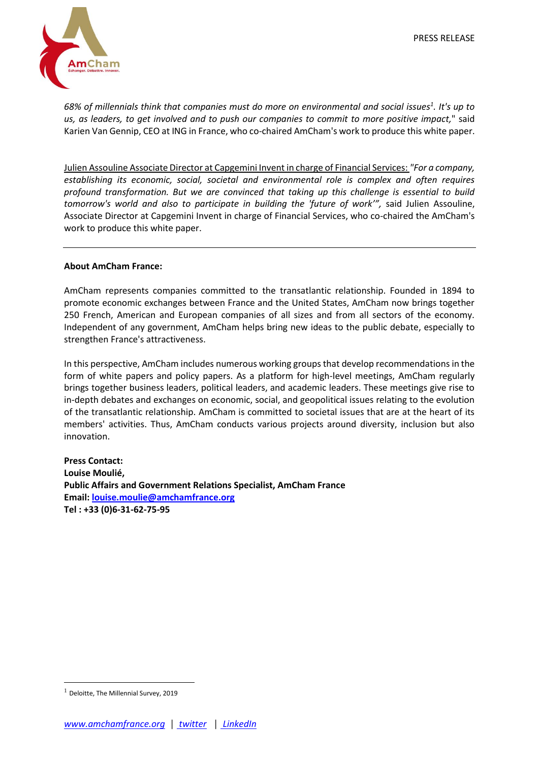*68% of millennials think that companies must do more on environmental and social issues[1]. It's up to us, as leaders, to get involved and to push our companies to commit to more positive impact,*" said Karien Van Gennip, CEO at ING in France, who co-chaired AmCham's work to produce this white paper.

Julien Assouline Associate Director at Capgemini Invent in charge of Financial Services: *"For a company, establishing its economic, social, societal and environmental role is complex and often requires profound transformation. But we are convinced that taking up this challenge is essential to build tomorrow's world and also to participate in building the 'future of work'",* said Julien Assouline, Associate Director at Capgemini Invent in charge of Financial Services, who co-chaired the AmCham's work to produce this white paper.

---

**About AmCham France:**

AmCham represents companies committed to the transatlantic relationship. Founded in 1894 to promote economic exchanges between France and the United States, AmCham now brings together 250 French, American and European companies of all sizes and from all sectors of the economy. Independent of any government, AmCham helps bring new ideas to the public debate, especially to strengthen France's attractiveness.

In this perspective, AmCham includes numerous working groups that develop recommendations in the form of white papers and policy papers. As a platform for high-level meetings, AmCham regularly brings together business leaders, political leaders, and academic leaders. These meetings give rise to in-depth debates and exchanges on economic, social, and geopolitical issues relating to the evolution of the transatlantic relationship. AmCham is committed to societal issues that are at the heart of its members' activities. Thus, AmCham conducts various projects around diversity, inclusion but also innovation.

**Press Contact:**
**Louise Moulié,**
**Public Affairs and Government Relations Specialist, AmCham France**
**Email: louise.moulie@amchamfrance.org**
**Tel : +33 (0)6-31-62-75-95**

[1] Deloitte, The Millennial Survey, 2019

*www.amchamfrance.org* | *twitter* | *LinkedIn*